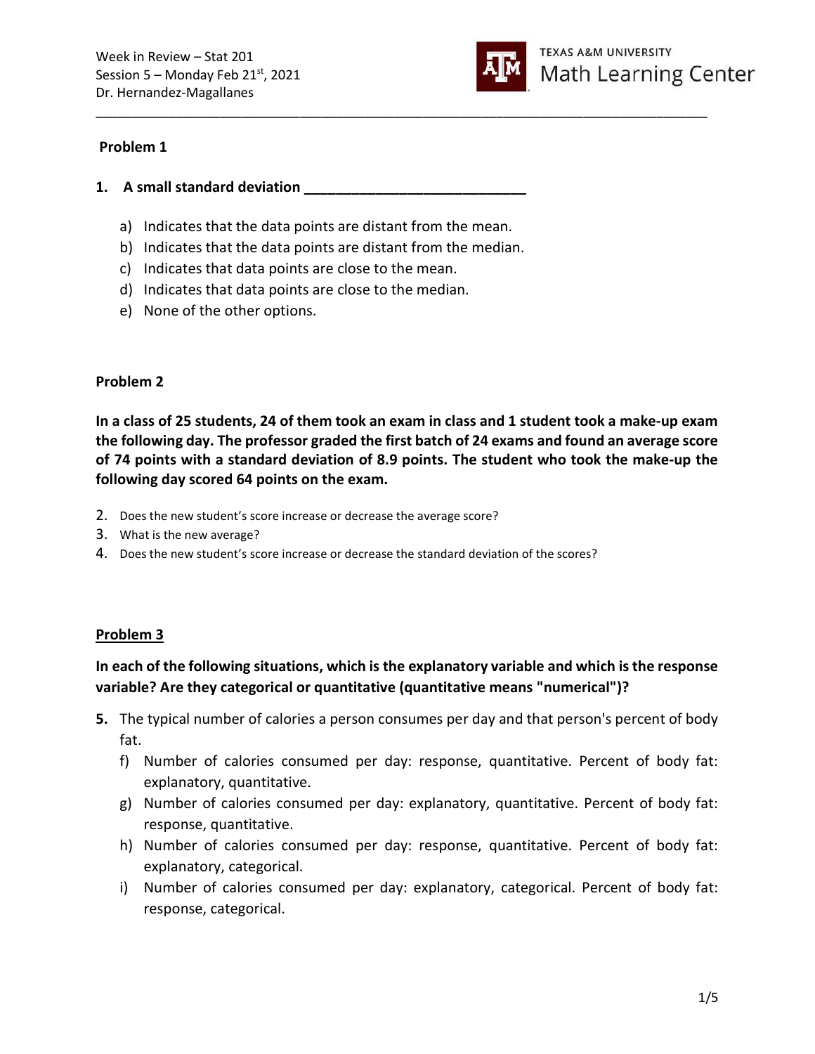Week in Review – Stat 201
Session 5 – Monday Feb 21st, 2021
Dr. Hernandez-Magallanes

TEXAS A&M UNIVERSITY Math Learning Center

---

### Problem 1

**1. A small standard deviation ___________________________**

a) Indicates that the data points are distant from the mean.
b) Indicates that the data points are distant from the median.
c) Indicates that data points are close to the mean.
d) Indicates that data points are close to the median.
e) None of the other options.

### Problem 2

**In a class of 25 students, 24 of them took an exam in class and 1 student took a make-up exam the following day. The professor graded the first batch of 24 exams and found an average score of 74 points with a standard deviation of 8.9 points. The student who took the make-up the following day scored 64 points on the exam.**

2. Does the new student's score increase or decrease the average score?
3. What is the new average?
4. Does the new student's score increase or decrease the standard deviation of the scores?

### Problem 3

**In each of the following situations, which is the explanatory variable and which is the response variable? Are they categorical or quantitative (quantitative means "numerical")?**

**5.** The typical number of calories a person consumes per day and that person's percent of body fat.

f) Number of calories consumed per day: response, quantitative. Percent of body fat: explanatory, quantitative.
g) Number of calories consumed per day: explanatory, quantitative. Percent of body fat: response, quantitative.
h) Number of calories consumed per day: response, quantitative. Percent of body fat: explanatory, categorical.
i) Number of calories consumed per day: explanatory, categorical. Percent of body fat: response, categorical.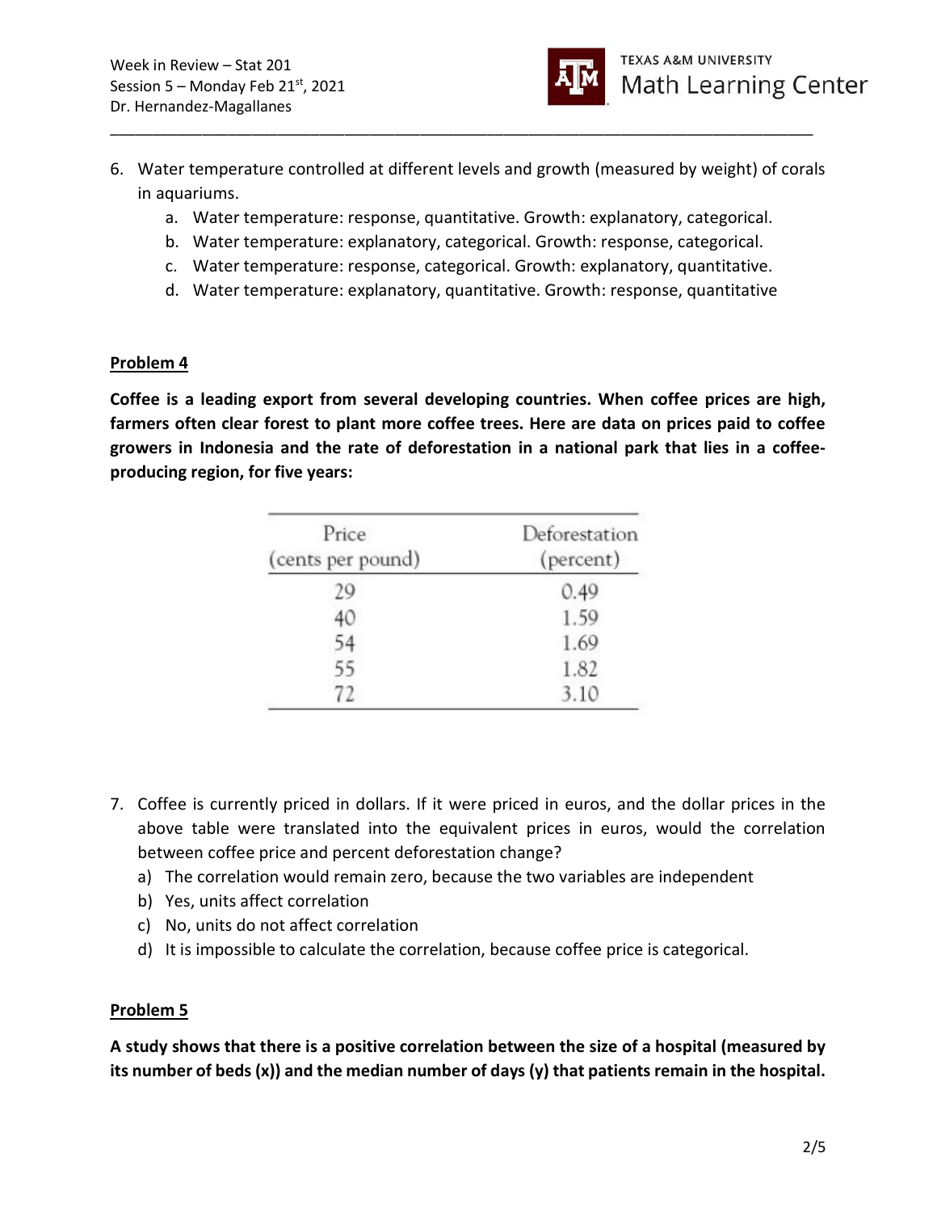6. Water temperature controlled at different levels and growth (measured by weight) of corals in aquariums.
   a. Water temperature: response, quantitative. Growth: explanatory, categorical.
   b. Water temperature: explanatory, categorical. Growth: response, categorical.
   c. Water temperature: response, categorical. Growth: explanatory, quantitative.
   d. Water temperature: explanatory, quantitative. Growth: response, quantitative

## Problem 4

**Coffee is a leading export from several developing countries. When coffee prices are high, farmers often clear forest to plant more coffee trees. Here are data on prices paid to coffee growers in Indonesia and the rate of deforestation in a national park that lies in a coffee-producing region, for five years:**

| Price (cents per pound) | Deforestation (percent) |
|---|---|
| 29 | 0.49 |
| 40 | 1.59 |
| 54 | 1.69 |
| 55 | 1.82 |
| 72 | 3.10 |

7. Coffee is currently priced in dollars. If it were priced in euros, and the dollar prices in the above table were translated into the equivalent prices in euros, would the correlation between coffee price and percent deforestation change?
   a) The correlation would remain zero, because the two variables are independent
   b) Yes, units affect correlation
   c) No, units do not affect correlation
   d) It is impossible to calculate the correlation, because coffee price is categorical.

## Problem 5

**A study shows that there is a positive correlation between the size of a hospital (measured by its number of beds (x)) and the median number of days (y) that patients remain in the hospital.**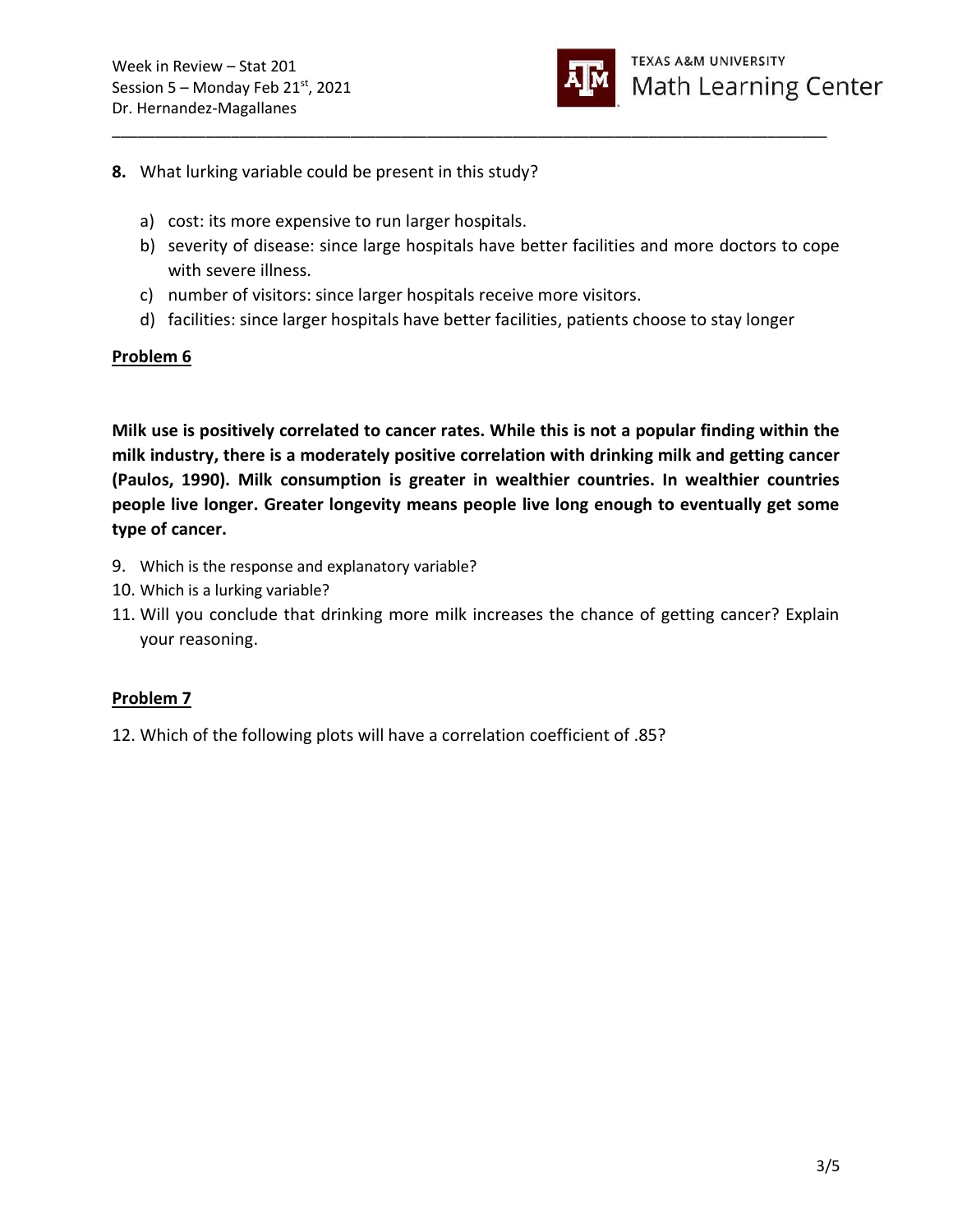**8.** What lurking variable could be present in this study?

a) cost: its more expensive to run larger hospitals.
b) severity of disease: since large hospitals have better facilities and more doctors to cope with severe illness.
c) number of visitors: since larger hospitals receive more visitors.
d) facilities: since larger hospitals have better facilities, patients choose to stay longer

**Problem 6**

**Milk use is positively correlated to cancer rates. While this is not a popular finding within the milk industry, there is a moderately positive correlation with drinking milk and getting cancer (Paulos, 1990). Milk consumption is greater in wealthier countries. In wealthier countries people live longer. Greater longevity means people live long enough to eventually get some type of cancer.**

9. Which is the response and explanatory variable?
10. Which is a lurking variable?
11. Will you conclude that drinking more milk increases the chance of getting cancer? Explain your reasoning.

**Problem 7**

12. Which of the following plots will have a correlation coefficient of .85?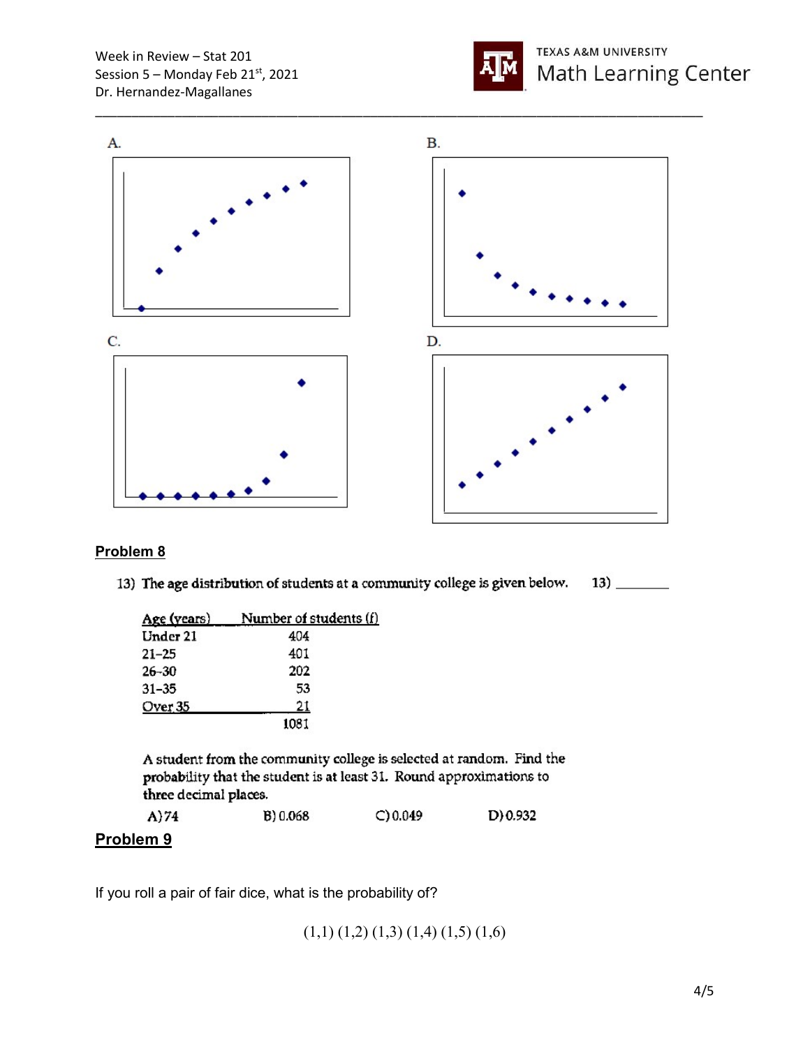A.

B.

C.

D.

**Problem 8**

13) The age distribution of students at a community college is given below. 13) ________

| Age (years) | Number of students (f) |
|---|---|
| Under 21 | 404 |
| 21-25 | 401 |
| 26-30 | 202 |
| 31-35 | 53 |
| Over 35 | 21 |
| | 1081 |

A student from the community college is selected at random. Find the probability that the student is at least 31. Round approximations to three decimal places.

A) 74  B) 0.068  C) 0.049  D) 0.932

**Problem 9**

If you roll a pair of fair dice, what is the probability of?

(1,1) (1,2) (1,3) (1,4) (1,5) (1,6)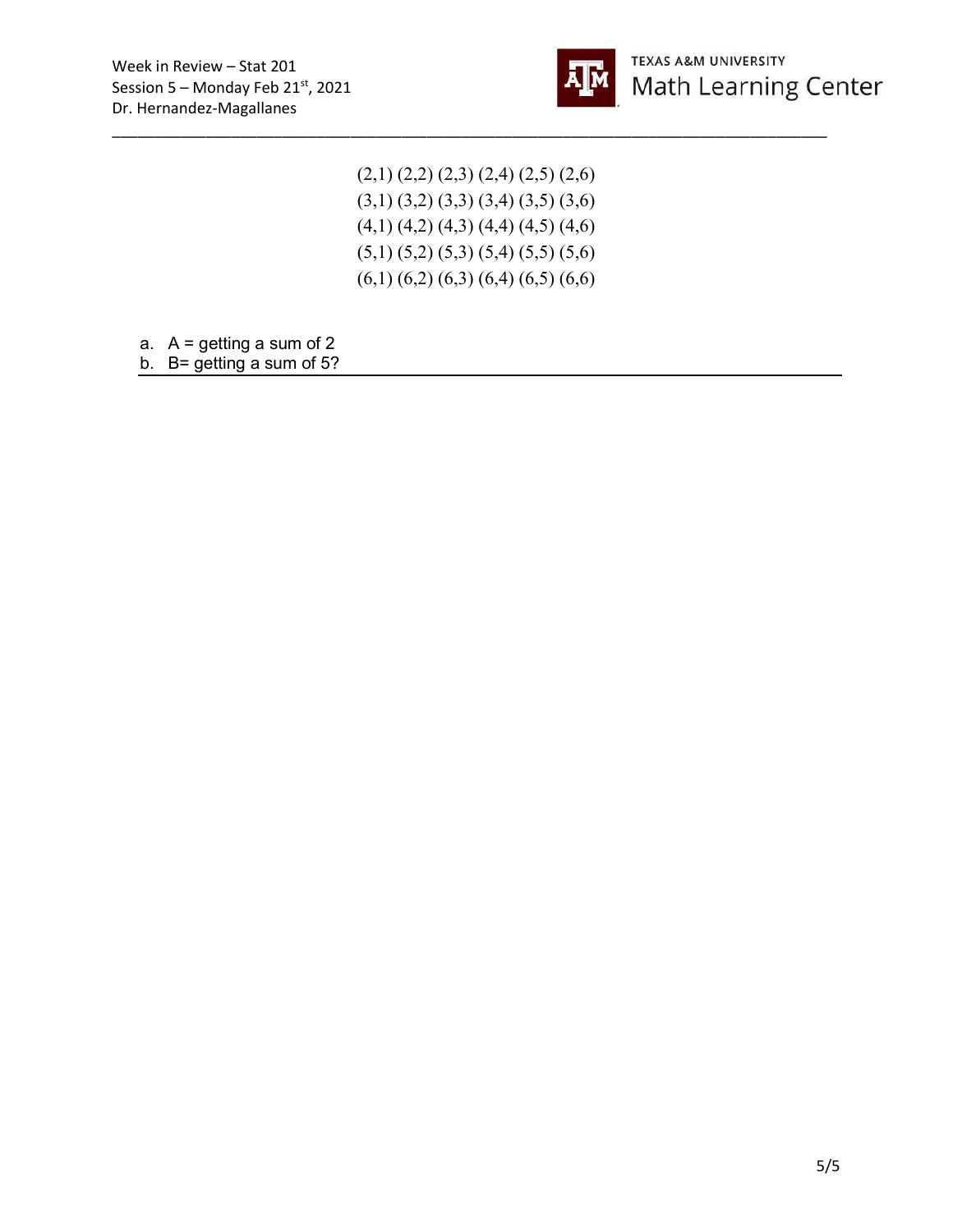(2,1) (2,2) (2,3) (2,4) (2,5) (2,6)
(3,1) (3,2) (3,3) (3,4) (3,5) (3,6)
(4,1) (4,2) (4,3) (4,4) (4,5) (4,6)
(5,1) (5,2) (5,3) (5,4) (5,5) (5,6)
(6,1) (6,2) (6,3) (6,4) (6,5) (6,6)

a. A = getting a sum of 2
b. B= getting a sum of 5?